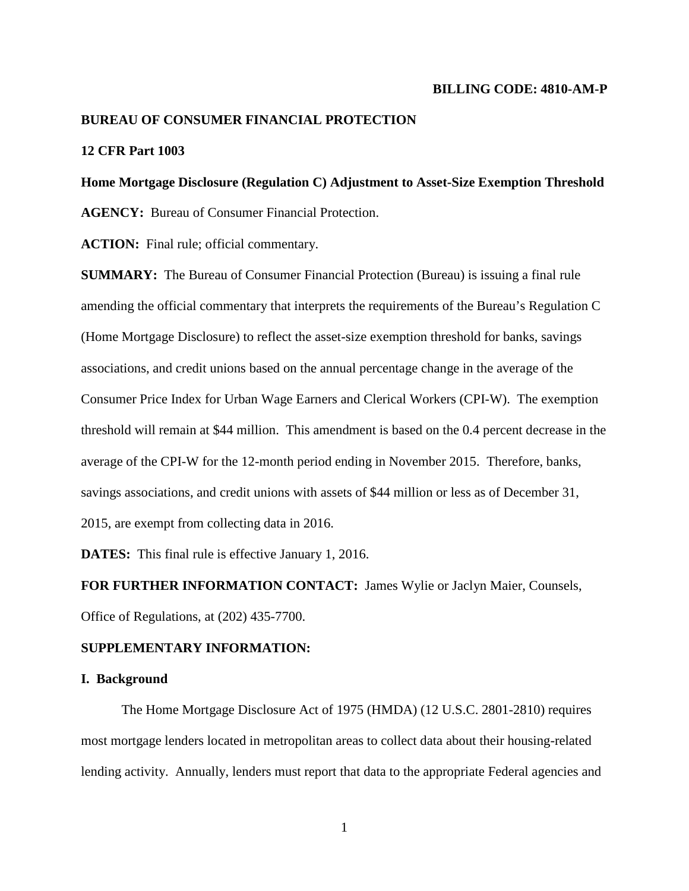**BILLING CODE: 4810-AM-P**

**BUREAU OF CONSUMER FINANCIAL PROTECTION**

**12 CFR Part 1003**

**Home Mortgage Disclosure (Regulation C) Adjustment to Asset-Size Exemption Threshold**

**AGENCY:** Bureau of Consumer Financial Protection.

**ACTION:** Final rule; official commentary.

**SUMMARY:** The Bureau of Consumer Financial Protection (Bureau) is issuing a final rule amending the official commentary that interprets the requirements of the Bureau's Regulation C (Home Mortgage Disclosure) to reflect the asset-size exemption threshold for banks, savings associations, and credit unions based on the annual percentage change in the average of the Consumer Price Index for Urban Wage Earners and Clerical Workers (CPI-W). The exemption threshold will remain at $44 million. This amendment is based on the 0.4 percent decrease in the average of the CPI-W for the 12-month period ending in November 2015. Therefore, banks, savings associations, and credit unions with assets of $44 million or less as of December 31, 2015, are exempt from collecting data in 2016.

**DATES:** This final rule is effective January 1, 2016.

**FOR FURTHER INFORMATION CONTACT:** James Wylie or Jaclyn Maier, Counsels, Office of Regulations, at (202) 435-7700.

**SUPPLEMENTARY INFORMATION:**

## I. Background

The Home Mortgage Disclosure Act of 1975 (HMDA) (12 U.S.C. 2801-2810) requires most mortgage lenders located in metropolitan areas to collect data about their housing-related lending activity. Annually, lenders must report that data to the appropriate Federal agencies and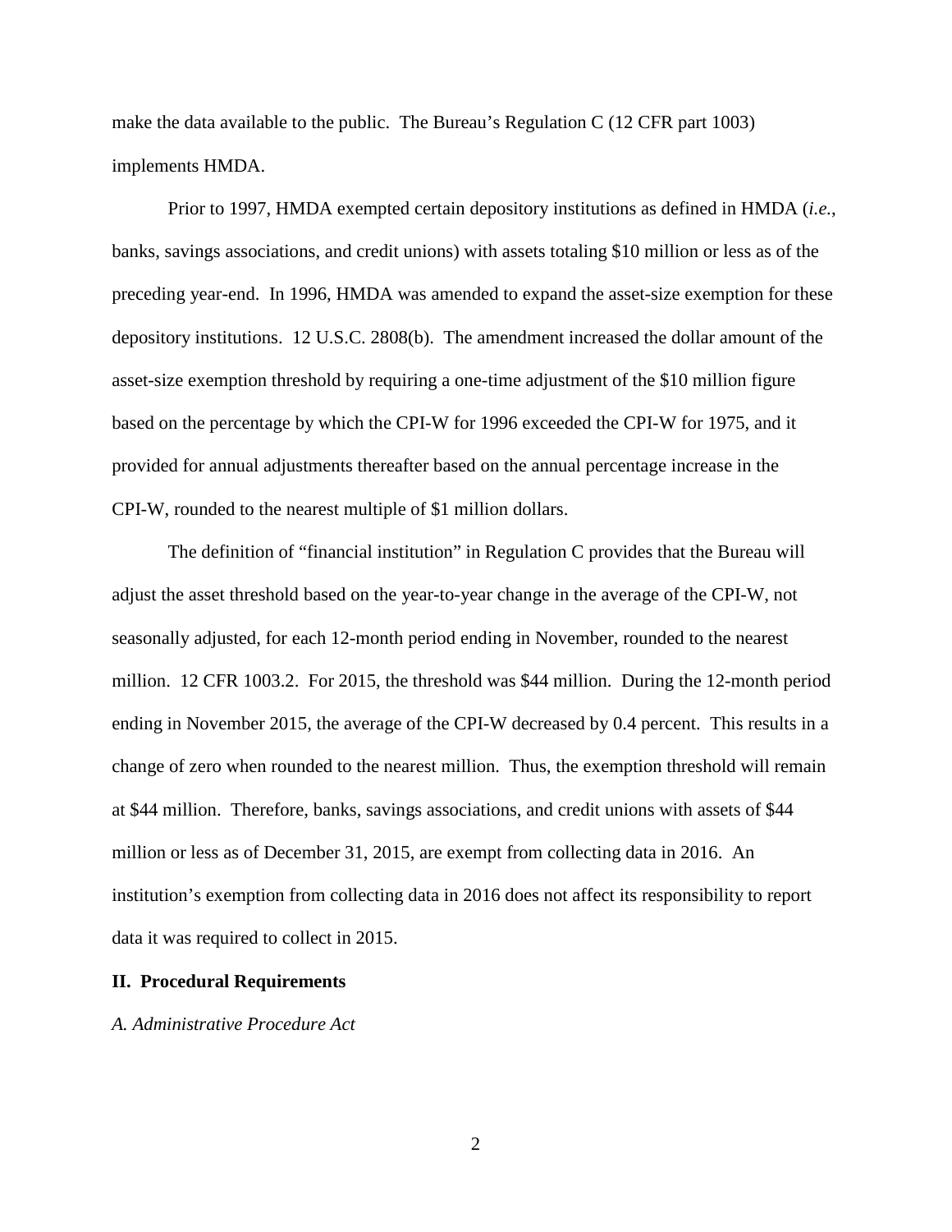make the data available to the public. The Bureau's Regulation C (12 CFR part 1003) implements HMDA.

Prior to 1997, HMDA exempted certain depository institutions as defined in HMDA (*i.e.*, banks, savings associations, and credit unions) with assets totaling $10 million or less as of the preceding year-end. In 1996, HMDA was amended to expand the asset-size exemption for these depository institutions. 12 U.S.C. 2808(b). The amendment increased the dollar amount of the asset-size exemption threshold by requiring a one-time adjustment of the $10 million figure based on the percentage by which the CPI-W for 1996 exceeded the CPI-W for 1975, and it provided for annual adjustments thereafter based on the annual percentage increase in the CPI-W, rounded to the nearest multiple of $1 million dollars.

The definition of "financial institution" in Regulation C provides that the Bureau will adjust the asset threshold based on the year-to-year change in the average of the CPI-W, not seasonally adjusted, for each 12-month period ending in November, rounded to the nearest million. 12 CFR 1003.2. For 2015, the threshold was $44 million. During the 12-month period ending in November 2015, the average of the CPI-W decreased by 0.4 percent. This results in a change of zero when rounded to the nearest million. Thus, the exemption threshold will remain at $44 million. Therefore, banks, savings associations, and credit unions with assets of $44 million or less as of December 31, 2015, are exempt from collecting data in 2016. An institution's exemption from collecting data in 2016 does not affect its responsibility to report data it was required to collect in 2015.

## II. Procedural Requirements

### *A. Administrative Procedure Act*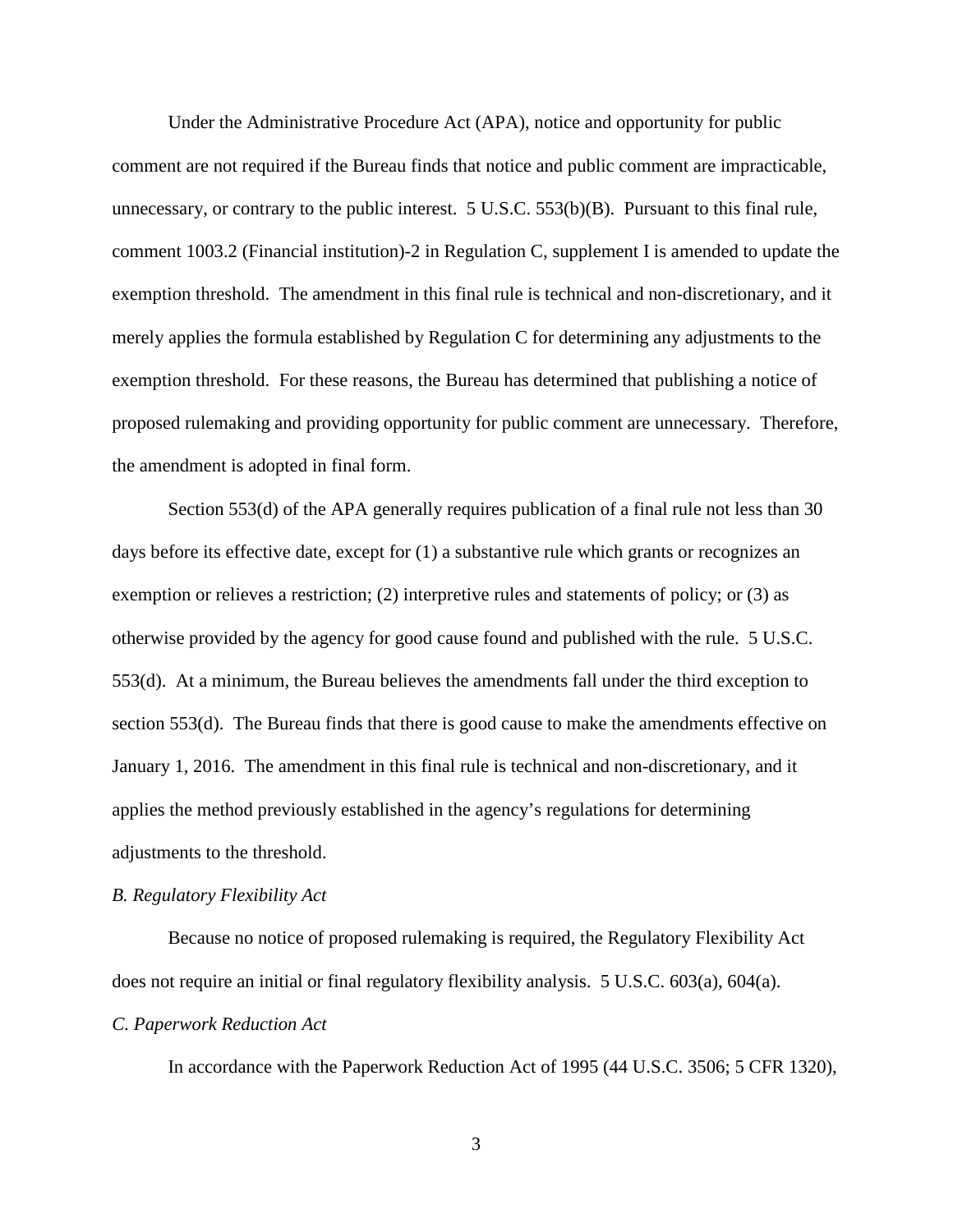Under the Administrative Procedure Act (APA), notice and opportunity for public comment are not required if the Bureau finds that notice and public comment are impracticable, unnecessary, or contrary to the public interest. 5 U.S.C. 553(b)(B). Pursuant to this final rule, comment 1003.2 (Financial institution)-2 in Regulation C, supplement I is amended to update the exemption threshold. The amendment in this final rule is technical and non-discretionary, and it merely applies the formula established by Regulation C for determining any adjustments to the exemption threshold. For these reasons, the Bureau has determined that publishing a notice of proposed rulemaking and providing opportunity for public comment are unnecessary. Therefore, the amendment is adopted in final form.

Section 553(d) of the APA generally requires publication of a final rule not less than 30 days before its effective date, except for (1) a substantive rule which grants or recognizes an exemption or relieves a restriction; (2) interpretive rules and statements of policy; or (3) as otherwise provided by the agency for good cause found and published with the rule. 5 U.S.C. 553(d). At a minimum, the Bureau believes the amendments fall under the third exception to section 553(d). The Bureau finds that there is good cause to make the amendments effective on January 1, 2016. The amendment in this final rule is technical and non-discretionary, and it applies the method previously established in the agency's regulations for determining adjustments to the threshold.

*B. Regulatory Flexibility Act*

Because no notice of proposed rulemaking is required, the Regulatory Flexibility Act does not require an initial or final regulatory flexibility analysis. 5 U.S.C. 603(a), 604(a).

*C. Paperwork Reduction Act*

In accordance with the Paperwork Reduction Act of 1995 (44 U.S.C. 3506; 5 CFR 1320),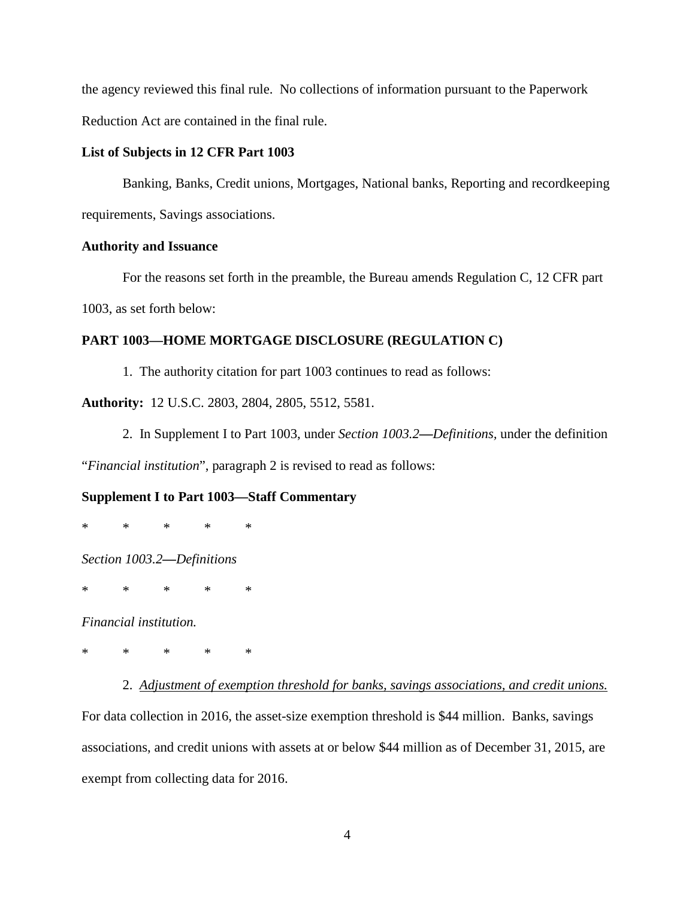the agency reviewed this final rule. No collections of information pursuant to the Paperwork Reduction Act are contained in the final rule.

**List of Subjects in 12 CFR Part 1003**

Banking, Banks, Credit unions, Mortgages, National banks, Reporting and recordkeeping requirements, Savings associations.

**Authority and Issuance**

For the reasons set forth in the preamble, the Bureau amends Regulation C, 12 CFR part 1003, as set forth below:

**PART 1003—HOME MORTGAGE DISCLOSURE (REGULATION C)**

1. The authority citation for part 1003 continues to read as follows:

**Authority:** 12 U.S.C. 2803, 2804, 2805, 5512, 5581.

2. In Supplement I to Part 1003, under *Section 1003.2—Definitions*, under the definition "*Financial institution*", paragraph 2 is revised to read as follows:

**Supplement I to Part 1003—Staff Commentary**

\*   \*   \*   \*   \*

*Section 1003.2—Definitions*

\*   \*   \*   \*   \*

*Financial institution.*

\*   \*   \*   \*   \*

2. <u>*Adjustment of exemption threshold for banks, savings associations, and credit unions.*</u> For data collection in 2016, the asset-size exemption threshold is $44 million. Banks, savings associations, and credit unions with assets at or below $44 million as of December 31, 2015, are exempt from collecting data for 2016.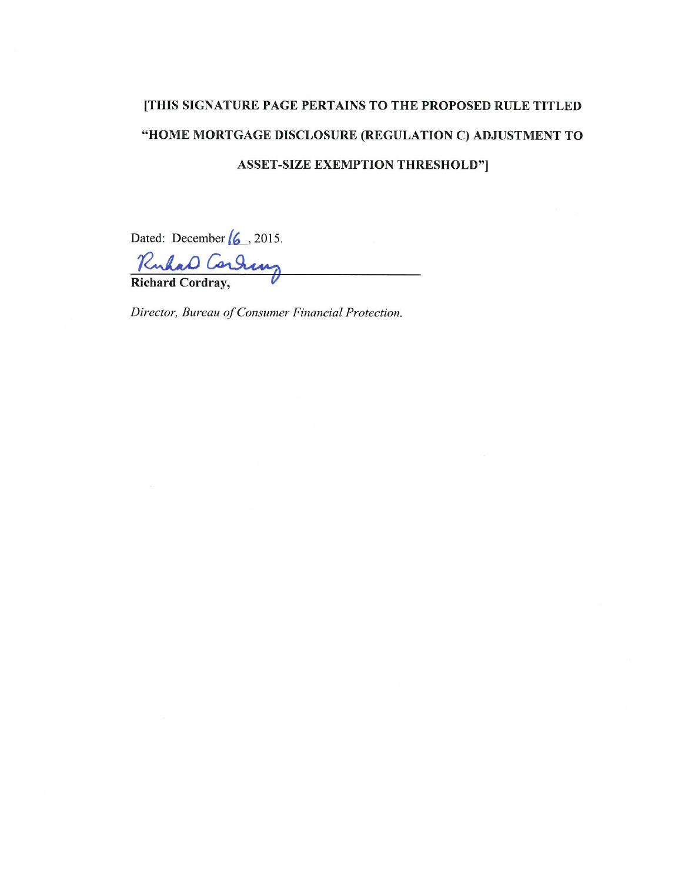**[THIS SIGNATURE PAGE PERTAINS TO THE PROPOSED RULE TITLED "HOME MORTGAGE DISCLOSURE (REGULATION C) ADJUSTMENT TO ASSET-SIZE EXEMPTION THRESHOLD"]**

Dated: December 16, 2015.

**Richard Cordray,**

*Director, Bureau of Consumer Financial Protection.*